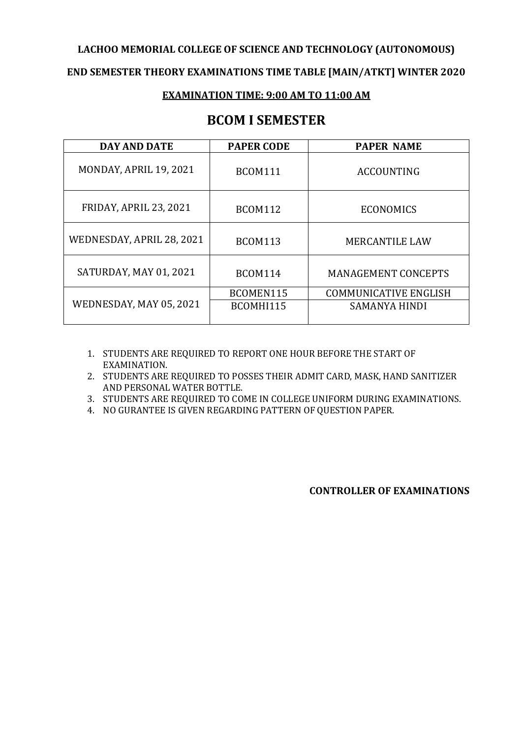**LACHOO MEMORIAL COLLEGE OF SCIENCE AND TECHNOLOGY (AUTONOMOUS)**

**END SEMESTER THEORY EXAMINATIONS TIME TABLE [MAIN/ATKT] WINTER 2020**

**EXAMINATION TIME: 9:00 AM TO 11:00 AM**

# BCOM I SEMESTER

| DAY AND DATE | PAPER CODE | PAPER NAME |
|---|---|---|
| MONDAY, APRIL 19, 2021 | BCOM111 | ACCOUNTING |
| FRIDAY, APRIL 23, 2021 | BCOM112 | ECONOMICS |
| WEDNESDAY, APRIL 28, 2021 | BCOM113 | MERCANTILE LAW |
| SATURDAY, MAY 01, 2021 | BCOM114 | MANAGEMENT CONCEPTS |
| WEDNESDAY, MAY 05, 2021 | BCOMEN115 | COMMUNICATIVE ENGLISH |
| | BCOMHI115 | SAMANYA HINDI |

1. STUDENTS ARE REQUIRED TO REPORT ONE HOUR BEFORE THE START OF EXAMINATION.
2. STUDENTS ARE REQUIRED TO POSSES THEIR ADMIT CARD, MASK, HAND SANITIZER AND PERSONAL WATER BOTTLE.
3. STUDENTS ARE REQUIRED TO COME IN COLLEGE UNIFORM DURING EXAMINATIONS.
4. NO GURANTEE IS GIVEN REGARDING PATTERN OF QUESTION PAPER.

**CONTROLLER OF EXAMINATIONS**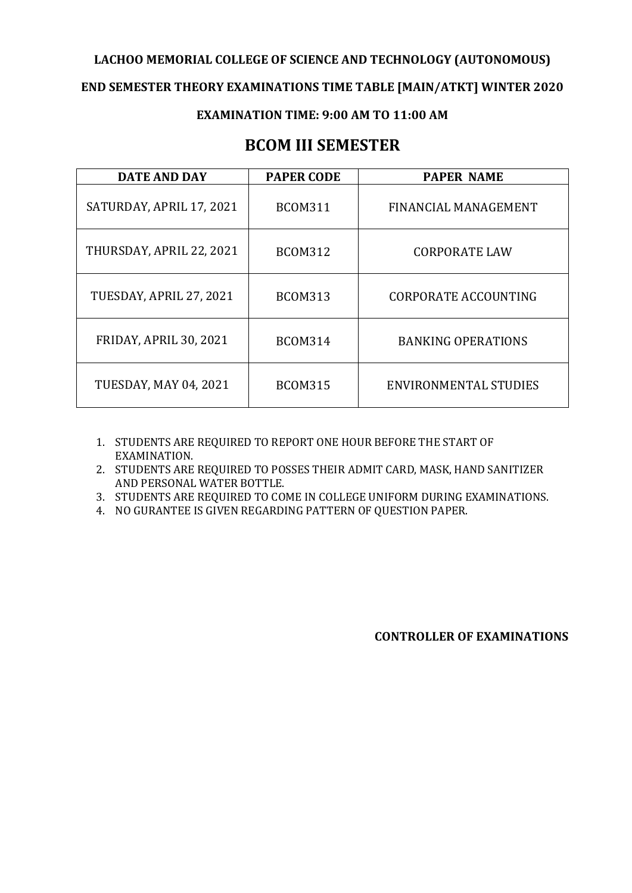**LACHOO MEMORIAL COLLEGE OF SCIENCE AND TECHNOLOGY (AUTONOMOUS)**

**END SEMESTER THEORY EXAMINATIONS TIME TABLE [MAIN/ATKT] WINTER 2020**

**EXAMINATION TIME: 9:00 AM TO 11:00 AM**

# BCOM III SEMESTER

| DATE AND DAY | PAPER CODE | PAPER NAME |
|---|---|---|
| SATURDAY, APRIL 17, 2021 | BCOM311 | FINANCIAL MANAGEMENT |
| THURSDAY, APRIL 22, 2021 | BCOM312 | CORPORATE LAW |
| TUESDAY, APRIL 27, 2021 | BCOM313 | CORPORATE ACCOUNTING |
| FRIDAY, APRIL 30, 2021 | BCOM314 | BANKING OPERATIONS |
| TUESDAY, MAY 04, 2021 | BCOM315 | ENVIRONMENTAL STUDIES |

1. STUDENTS ARE REQUIRED TO REPORT ONE HOUR BEFORE THE START OF EXAMINATION.
2. STUDENTS ARE REQUIRED TO POSSES THEIR ADMIT CARD, MASK, HAND SANITIZER AND PERSONAL WATER BOTTLE.
3. STUDENTS ARE REQUIRED TO COME IN COLLEGE UNIFORM DURING EXAMINATIONS.
4. NO GURANTEE IS GIVEN REGARDING PATTERN OF QUESTION PAPER.

**CONTROLLER OF EXAMINATIONS**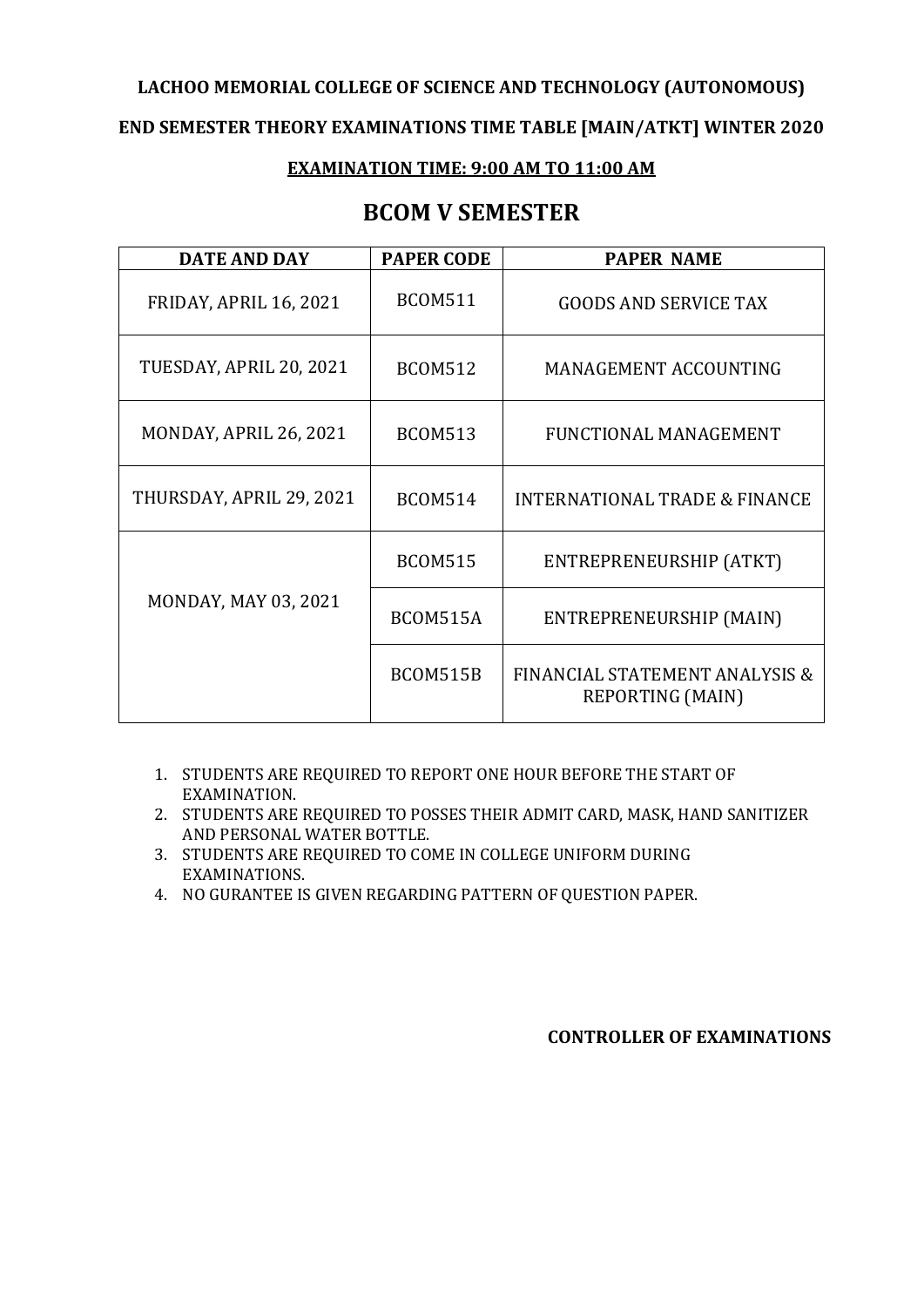**LACHOO MEMORIAL COLLEGE OF SCIENCE AND TECHNOLOGY (AUTONOMOUS)**

**END SEMESTER THEORY EXAMINATIONS TIME TABLE [MAIN/ATKT] WINTER 2020**

**EXAMINATION TIME: 9:00 AM TO 11:00 AM**

# BCOM V SEMESTER

| DATE AND DAY | PAPER CODE | PAPER NAME |
|---|---|---|
| FRIDAY, APRIL 16, 2021 | BCOM511 | GOODS AND SERVICE TAX |
| TUESDAY, APRIL 20, 2021 | BCOM512 | MANAGEMENT ACCOUNTING |
| MONDAY, APRIL 26, 2021 | BCOM513 | FUNCTIONAL MANAGEMENT |
| THURSDAY, APRIL 29, 2021 | BCOM514 | INTERNATIONAL TRADE & FINANCE |
| MONDAY, MAY 03, 2021 | BCOM515 | ENTREPRENEURSHIP (ATKT) |
| | BCOM515A | ENTREPRENEURSHIP (MAIN) |
| | BCOM515B | FINANCIAL STATEMENT ANALYSIS & REPORTING (MAIN) |

1. STUDENTS ARE REQUIRED TO REPORT ONE HOUR BEFORE THE START OF EXAMINATION.
2. STUDENTS ARE REQUIRED TO POSSES THEIR ADMIT CARD, MASK, HAND SANITIZER AND PERSONAL WATER BOTTLE.
3. STUDENTS ARE REQUIRED TO COME IN COLLEGE UNIFORM DURING EXAMINATIONS.
4. NO GURANTEE IS GIVEN REGARDING PATTERN OF QUESTION PAPER.

**CONTROLLER OF EXAMINATIONS**